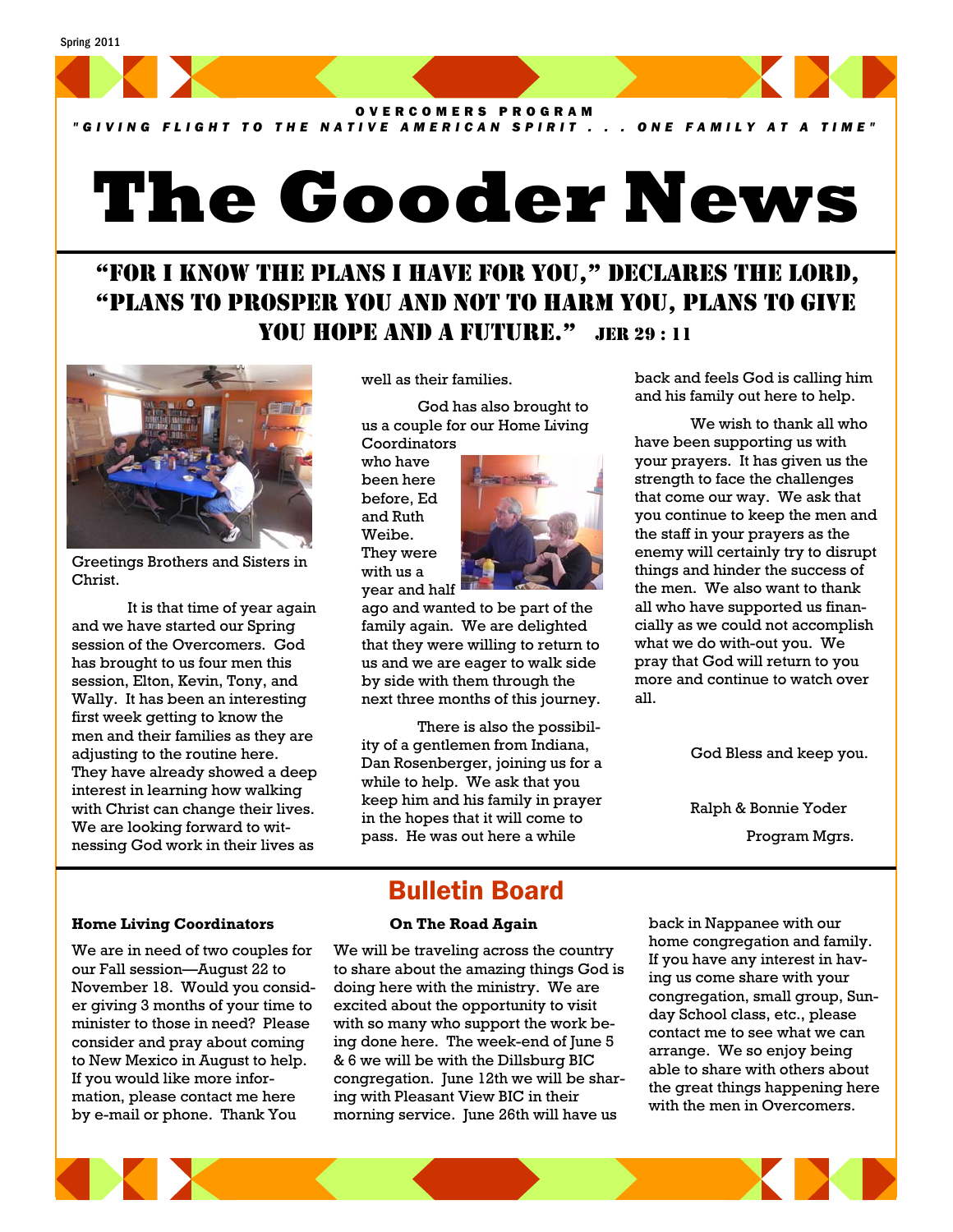Spring 2011

OVERCOMERS PROGRAM

"GIVING FLIGHT TO THE NATIVE AMERICAN SPIRIT . . . ONE FAMILY AT A TIME"

# The Gooder News

## "For I know the plans I have for you," declares the Lord, "plans to prosper you and not to harm you, plans to give you hope and a future." Jer 29 : 11

Greetings Brothers and Sisters in Christ.

It is that time of year again and we have started our Spring session of the Overcomers. God has brought to us four men this session, Elton, Kevin, Tony, and Wally. It has been an interesting first week getting to know the men and their families as they are adjusting to the routine here. They have already showed a deep interest in learning how walking with Christ can change their lives. We are looking forward to witnessing God work in their lives as well as their families.

God has also brought to us a couple for our Home Living Coordinators who have been here before, Ed and Ruth Weibe. They were with us a year and half ago and wanted to be part of the family again. We are delighted that they were willing to return to us and we are eager to walk side by side with them through the next three months of this journey.

There is also the possibility of a gentlemen from Indiana, Dan Rosenberger, joining us for a while to help. We ask that you keep him and his family in prayer in the hopes that it will come to pass. He was out here a while back and feels God is calling him and his family out here to help.

We wish to thank all who have been supporting us with your prayers. It has given us the strength to face the challenges that come our way. We ask that you continue to keep the men and the staff in your prayers as the enemy will certainly try to disrupt things and hinder the success of the men. We also want to thank all who have supported us financially as we could not accomplish what we do with-out you. We pray that God will return to you more and continue to watch over all.

God Bless and keep you.

Ralph & Bonnie Yoder

Program Mgrs.

## Bulletin Board

**Home Living Coordinators**

We are in need of two couples for our Fall session—August 22 to November 18. Would you consider giving 3 months of your time to minister to those in need? Please consider and pray about coming to New Mexico in August to help. If you would like more information, please contact me here by e-mail or phone. Thank You

**On The Road Again**

We will be traveling across the country to share about the amazing things God is doing here with the ministry. We are excited about the opportunity to visit with so many who support the work being done here. The week-end of June 5 & 6 we will be with the Dillsburg BIC congregation. June 12th we will be sharing with Pleasant View BIC in their morning service. June 26th will have us back in Nappanee with our home congregation and family. If you have any interest in having us come share with your congregation, small group, Sunday School class, etc., please contact me to see what we can arrange. We so enjoy being able to share with others about the great things happening here with the men in Overcomers.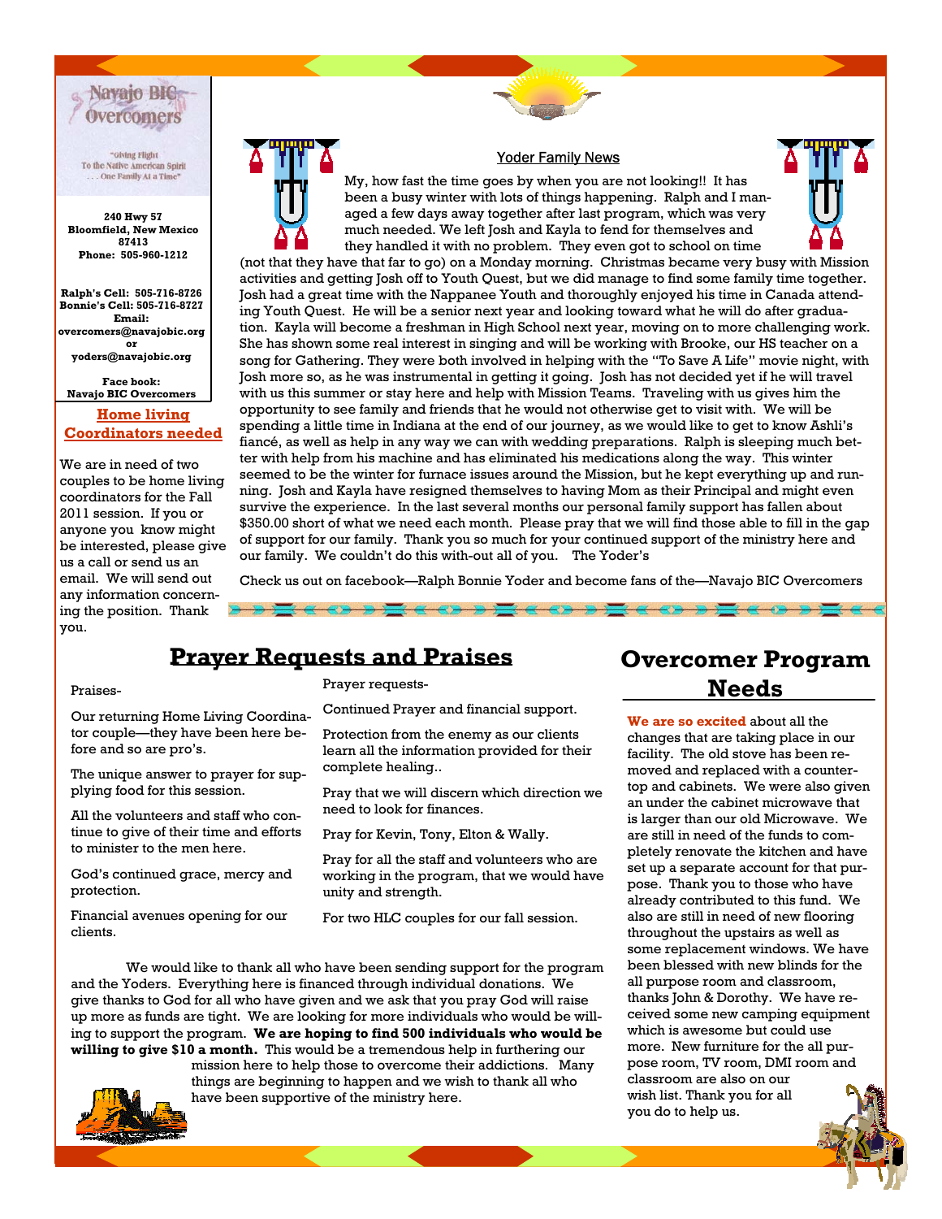Navajo BIC Overcomers

"Giving Flight To the Native American Spirit . . . One Family At a Time"

**240 Hwy 57**
**Bloomfield, New Mexico 87413**
**Phone: 505-960-1212**

**Ralph's Cell: 505-716-8726**
**Bonnie's Cell: 505-716-8727**
**Email:**
**overcomers@navajobic.org**
**or**
**yoders@navajobic.org**

**Face book:**
**Navajo BIC Overcomers**

## Home living Coordinators needed

We are in need of two couples to be home living coordinators for the Fall 2011 session. If you or anyone you know might be interested, please give us a call or send us an email. We will send out any information concerning the position. Thank you.

## Yoder Family News

My, how fast the time goes by when you are not looking!! It has been a busy winter with lots of things happening. Ralph and I managed a few days away together after last program, which was very much needed. We left Josh and Kayla to fend for themselves and they handled it with no problem. They even got to school on time (not that they have that far to go) on a Monday morning. Christmas became very busy with Mission activities and getting Josh off to Youth Quest, but we did manage to find some family time together. Josh had a great time with the Nappanee Youth and thoroughly enjoyed his time in Canada attending Youth Quest. He will be a senior next year and looking toward what he will do after graduation. Kayla will become a freshman in High School next year, moving on to more challenging work. She has shown some real interest in singing and will be working with Brooke, our HS teacher on a song for Gathering. They were both involved in helping with the "To Save A Life" movie night, with Josh more so, as he was instrumental in getting it going. Josh has not decided yet if he will travel with us this summer or stay here and help with Mission Teams. Traveling with us gives him the opportunity to see family and friends that he would not otherwise get to visit with. We will be spending a little time in Indiana at the end of our journey, as we would like to get to know Ashli's fiancé, as well as help in any way we can with wedding preparations. Ralph is sleeping much better with help from his machine and has eliminated his medications along the way. This winter seemed to be the winter for furnace issues around the Mission, but he kept everything up and running. Josh and Kayla have resigned themselves to having Mom as their Principal and might even survive the experience. In the last several months our personal family support has fallen about $350.00 short of what we need each month. Please pray that we will find those able to fill in the gap of support for our family. Thank you so much for your continued support of the ministry here and our family. We couldn't do this with-out all of you. The Yoder's

Check us out on facebook—Ralph Bonnie Yoder and become fans of the—Navajo BIC Overcomers

## Prayer Requests and Praises

Praises-

Our returning Home Living Coordinator couple—they have been here before and so are pro's.

The unique answer to prayer for supplying food for this session.

All the volunteers and staff who continue to give of their time and efforts to minister to the men here.

God's continued grace, mercy and protection.

Financial avenues opening for our clients.

Prayer requests-

Continued Prayer and financial support.

Protection from the enemy as our clients learn all the information provided for their complete healing..

Pray that we will discern which direction we need to look for finances.

Pray for Kevin, Tony, Elton & Wally.

Pray for all the staff and volunteers who are working in the program, that we would have unity and strength.

For two HLC couples for our fall session.

We would like to thank all who have been sending support for the program and the Yoders. Everything here is financed through individual donations. We give thanks to God for all who have given and we ask that you pray God will raise up more as funds are tight. We are looking for more individuals who would be willing to support the program. **We are hoping to find 500 individuals who would be willing to give $10 a month.** This would be a tremendous help in furthering our mission here to help those to overcome their addictions. Many things are beginning to happen and we wish to thank all who have been supportive of the ministry here.

## Overcomer Program Needs

**We are so excited** about all the changes that are taking place in our facility. The old stove has been removed and replaced with a countertop and cabinets. We were also given an under the cabinet microwave that is larger than our old Microwave. We are still in need of the funds to completely renovate the kitchen and have set up a separate account for that purpose. Thank you to those who have already contributed to this fund. We also are still in need of new flooring throughout the upstairs as well as some replacement windows. We have been blessed with new blinds for the all purpose room and classroom, thanks John & Dorothy. We have received some new camping equipment which is awesome but could use more. New furniture for the all purpose room, TV room, DMI room and classroom are also on our wish list. Thank you for all you do to help us.